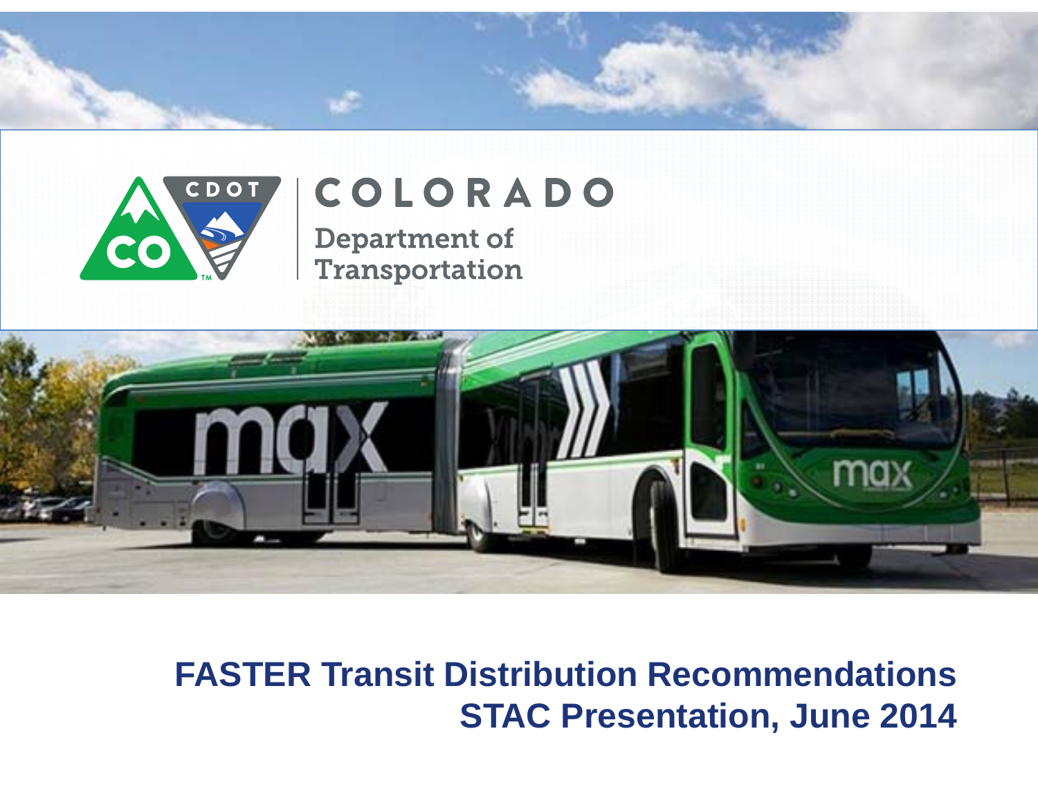COLORADO

Department of Transportation

# FASTER Transit Distribution Recommendations

## STAC Presentation, June 2014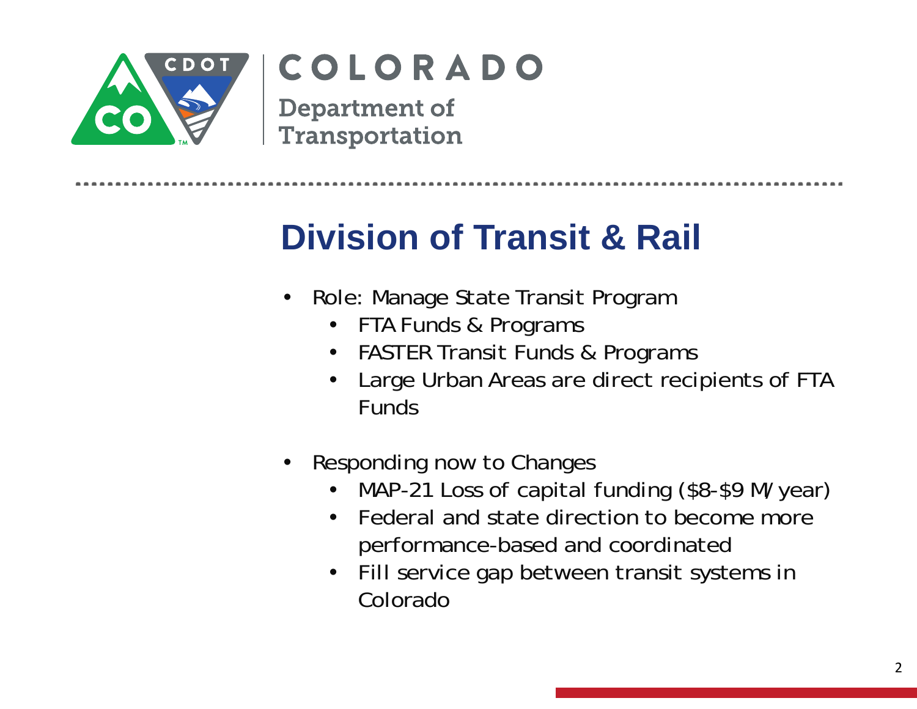# Division of Transit & Rail

- Role: Manage State Transit Program
  - FTA Funds & Programs
  - FASTER Transit Funds & Programs
  - Large Urban Areas are direct recipients of FTA Funds

- Responding now to Changes
  - MAP-21 Loss of capital funding ($8-$9 M/year)
  - Federal and state direction to become more performance-based and coordinated
  - Fill service gap between transit systems in Colorado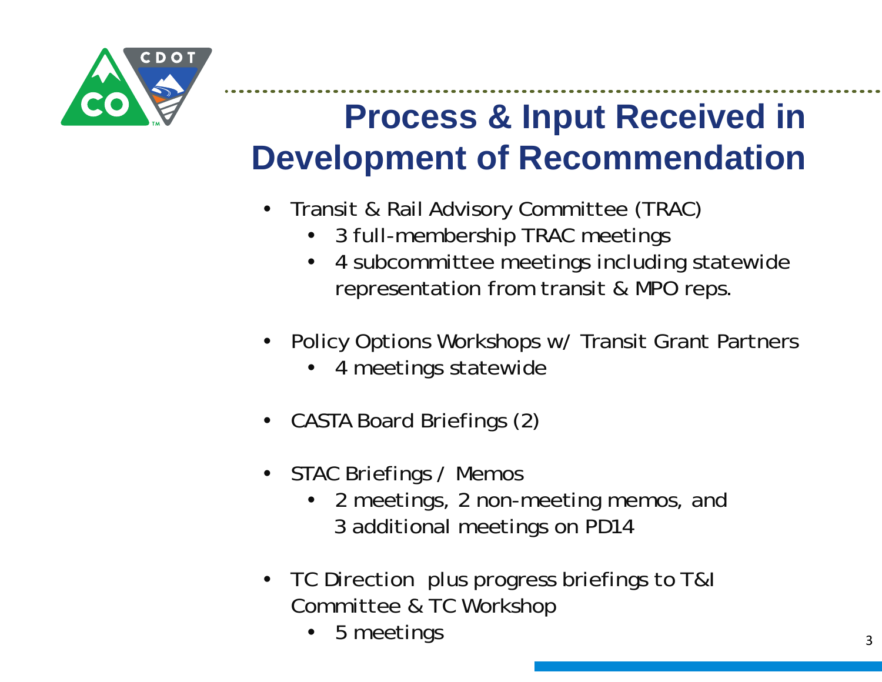# Process & Input Received in Development of Recommendation

- Transit & Rail Advisory Committee (TRAC)
  - 3 full-membership TRAC meetings
  - 4 subcommittee meetings including statewide representation from transit & MPO reps.
- Policy Options Workshops w/ Transit Grant Partners
  - 4 meetings statewide
- CASTA Board Briefings (2)
- STAC Briefings / Memos
  - 2 meetings, 2 non-meeting memos, and 3 additional meetings on PD14
- TC Direction plus progress briefings to T&I Committee & TC Workshop
  - 5 meetings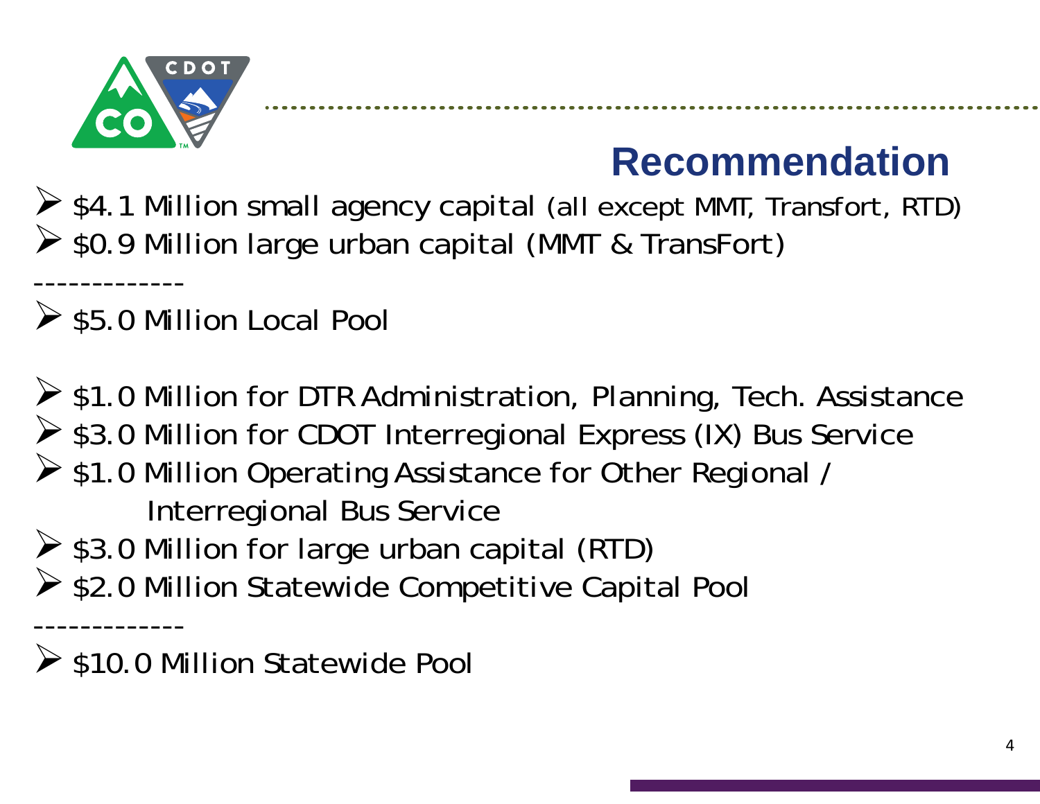# Recommendation

- $4.1 Million small agency capital (all except MMT, Transfort, RTD)
- $0.9 Million large urban capital (MMT & TransFort)

-------------

- $5.0 Million Local Pool

- $1.0 Million for DTR Administration, Planning, Tech. Assistance
- $3.0 Million for CDOT Interregional Express (IX) Bus Service
- $1.0 Million Operating Assistance for Other Regional / Interregional Bus Service
- $3.0 Million for large urban capital (RTD)
- $2.0 Million Statewide Competitive Capital Pool

-------------

- $10.0 Million Statewide Pool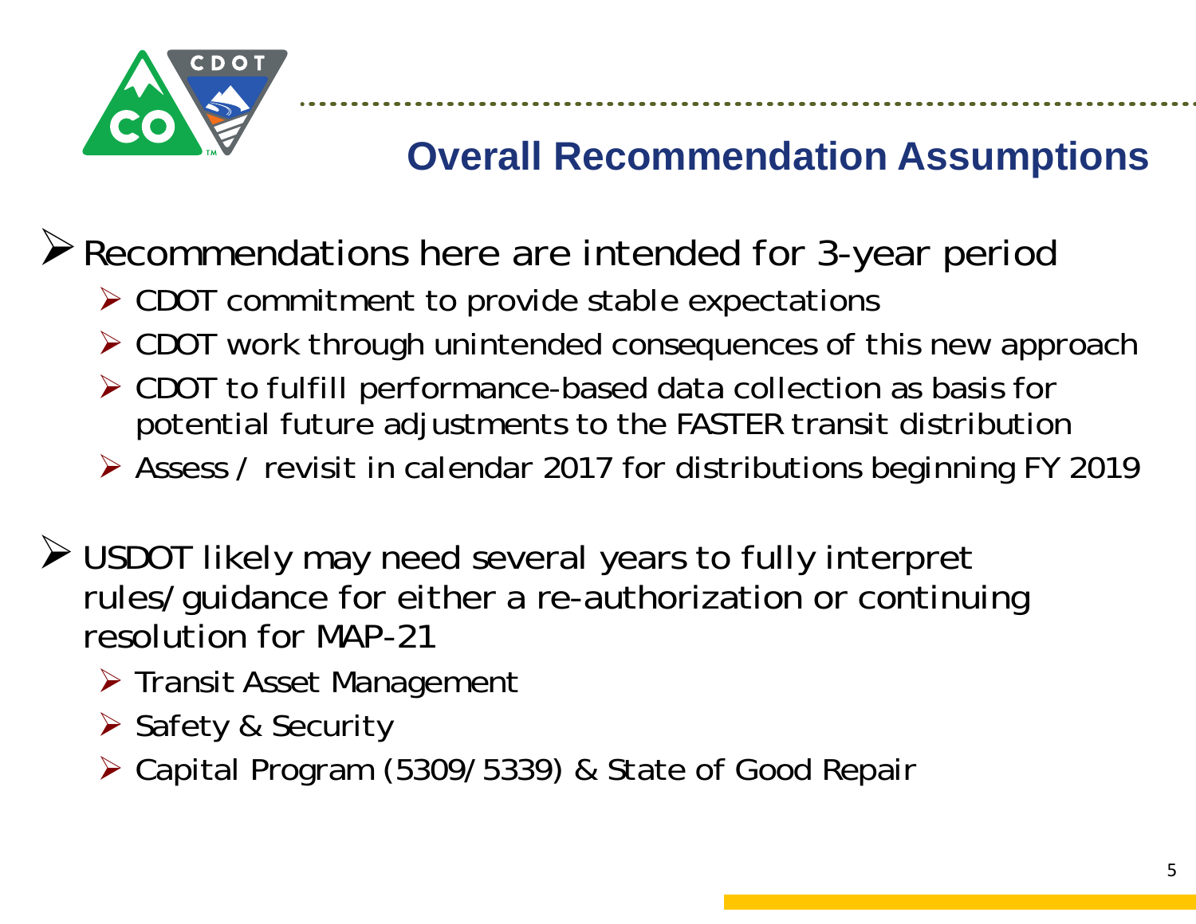# Overall Recommendation Assumptions

- Recommendations here are intended for 3-year period
  - CDOT commitment to provide stable expectations
  - CDOT work through unintended consequences of this new approach
  - CDOT to fulfill performance-based data collection as basis for potential future adjustments to the FASTER transit distribution
  - Assess / revisit in calendar 2017 for distributions beginning FY 2019
- USDOT likely may need several years to fully interpret rules/guidance for either a re-authorization or continuing resolution for MAP-21
  - Transit Asset Management
  - Safety & Security
  - Capital Program (5309/5339) & State of Good Repair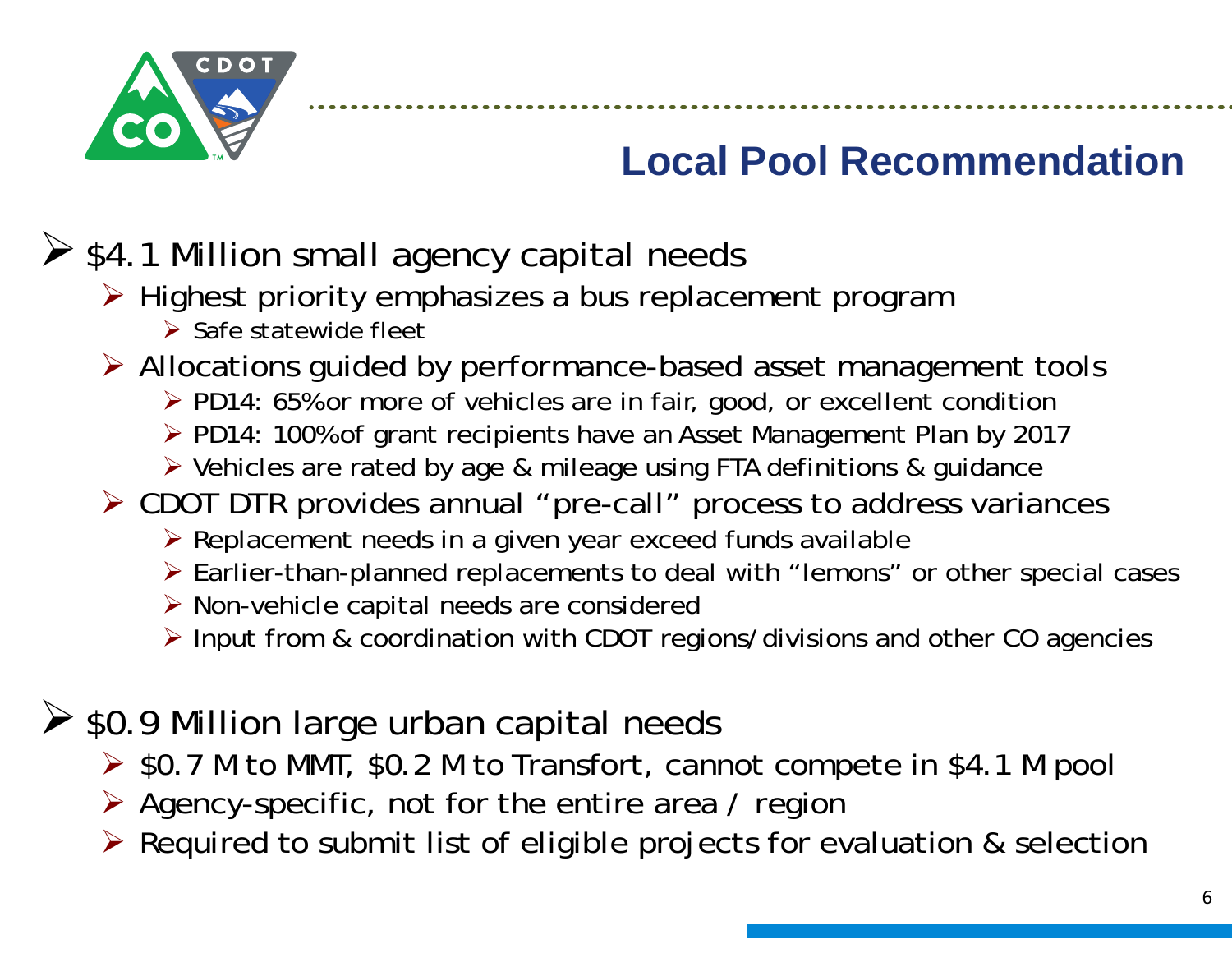# Local Pool Recommendation

- $4.1 Million small agency capital needs
  - Highest priority emphasizes a bus replacement program
    - Safe statewide fleet
  - Allocations guided by performance-based asset management tools
    - PD14: 65% or more of vehicles are in fair, good, or excellent condition
    - PD14: 100% of grant recipients have an Asset Management Plan by 2017
    - Vehicles are rated by age & mileage using FTA definitions & guidance
  - CDOT DTR provides annual "pre-call" process to address variances
    - Replacement needs in a given year exceed funds available
    - Earlier-than-planned replacements to deal with "lemons" or other special cases
    - Non-vehicle capital needs are considered
    - Input from & coordination with CDOT regions/divisions and other CO agencies

- $0.9 Million large urban capital needs
  - $0.7 M to MMT, $0.2 M to Transfort, cannot compete in $4.1 M pool
  - Agency-specific, not for the entire area / region
  - Required to submit list of eligible projects for evaluation & selection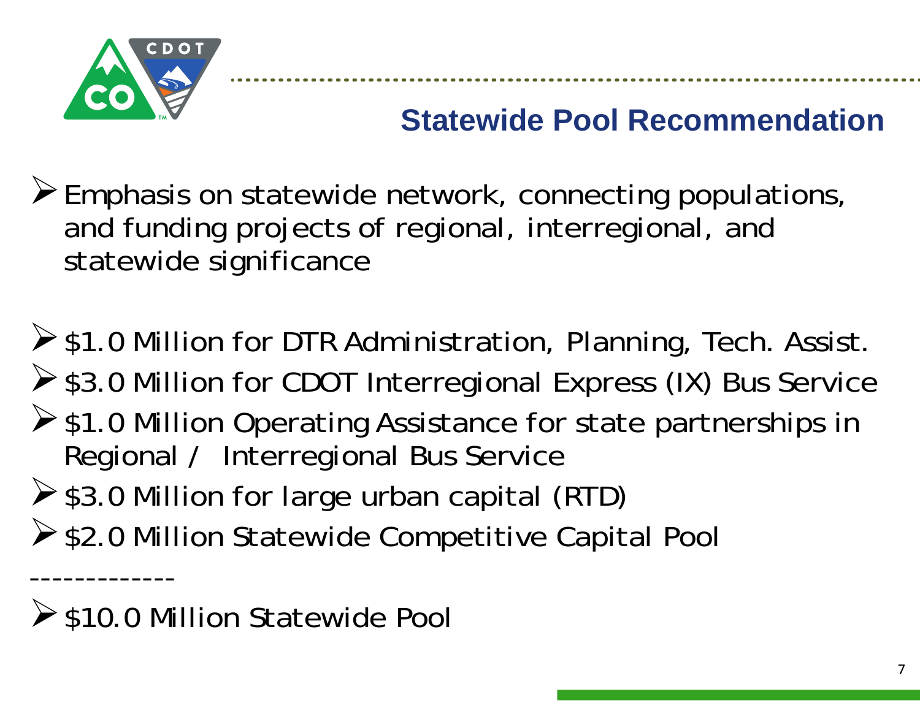# Statewide Pool Recommendation

- Emphasis on statewide network, connecting populations, and funding projects of regional, interregional, and statewide significance

- $1.0 Million for DTR Administration, Planning, Tech. Assist.
- $3.0 Million for CDOT Interregional Express (IX) Bus Service
- $1.0 Million Operating Assistance for state partnerships in Regional / Interregional Bus Service
- $3.0 Million for large urban capital (RTD)
- $2.0 Million Statewide Competitive Capital Pool

-------------

- $10.0 Million Statewide Pool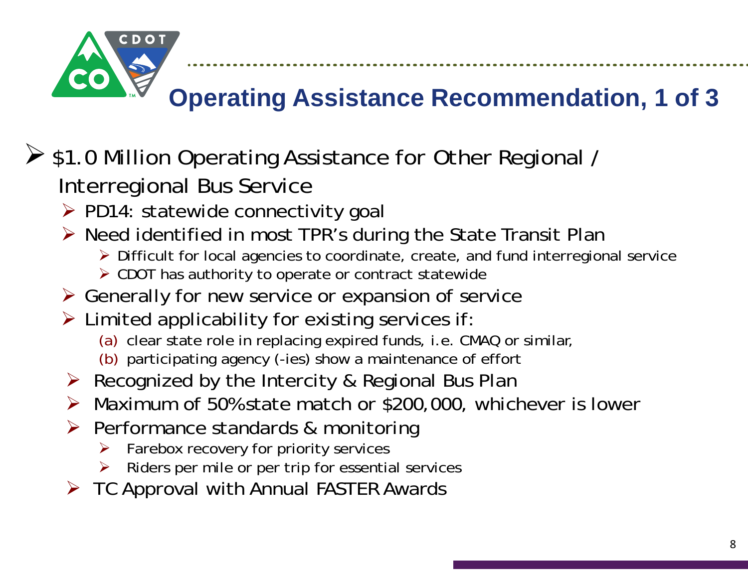# Operating Assistance Recommendation, 1 of 3

- $1.0 Million Operating Assistance for Other Regional / Interregional Bus Service
  - PD14: statewide connectivity goal
  - Need identified in most TPR's during the State Transit Plan
    - Difficult for local agencies to coordinate, create, and fund interregional service
    - CDOT has authority to operate or contract statewide
  - Generally for new service or expansion of service
  - Limited applicability for existing services if:
    - (a) clear state role in replacing expired funds, i.e. CMAQ or similar,
    - (b) participating agency (-ies) show a maintenance of effort
  - Recognized by the Intercity & Regional Bus Plan
  - Maximum of 50% state match or $200,000, whichever is lower
  - Performance standards & monitoring
    - Farebox recovery for priority services
    - Riders per mile or per trip for essential services
  - TC Approval with Annual FASTER Awards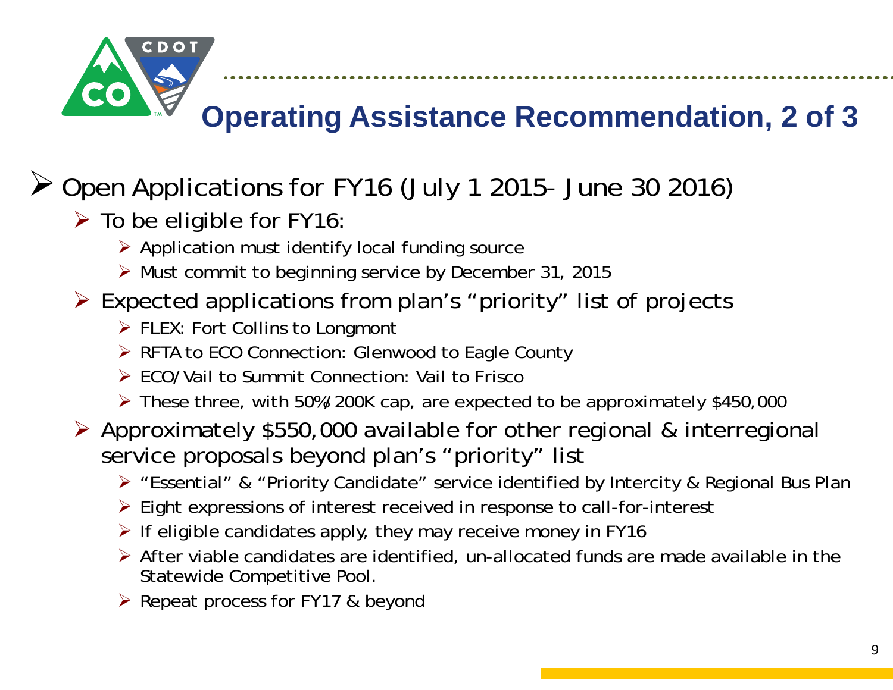# Operating Assistance Recommendation, 2 of 3

- Open Applications for FY16 (July 1 2015- June 30 2016)
  - To be eligible for FY16:
    - Application must identify local funding source
    - Must commit to beginning service by December 31, 2015
  - Expected applications from plan's "priority" list of projects
    - FLEX: Fort Collins to Longmont
    - RFTA to ECO Connection: Glenwood to Eagle County
    - ECO/Vail to Summit Connection: Vail to Frisco
    - These three, with 50%/200K cap, are expected to be approximately $450,000
  - Approximately $550,000 available for other regional & interregional service proposals beyond plan's "priority" list
    - "Essential" & "Priority Candidate" service identified by Intercity & Regional Bus Plan
    - Eight expressions of interest received in response to call-for-interest
    - If eligible candidates apply, they may receive money in FY16
    - After viable candidates are identified, un-allocated funds are made available in the Statewide Competitive Pool.
    - Repeat process for FY17 & beyond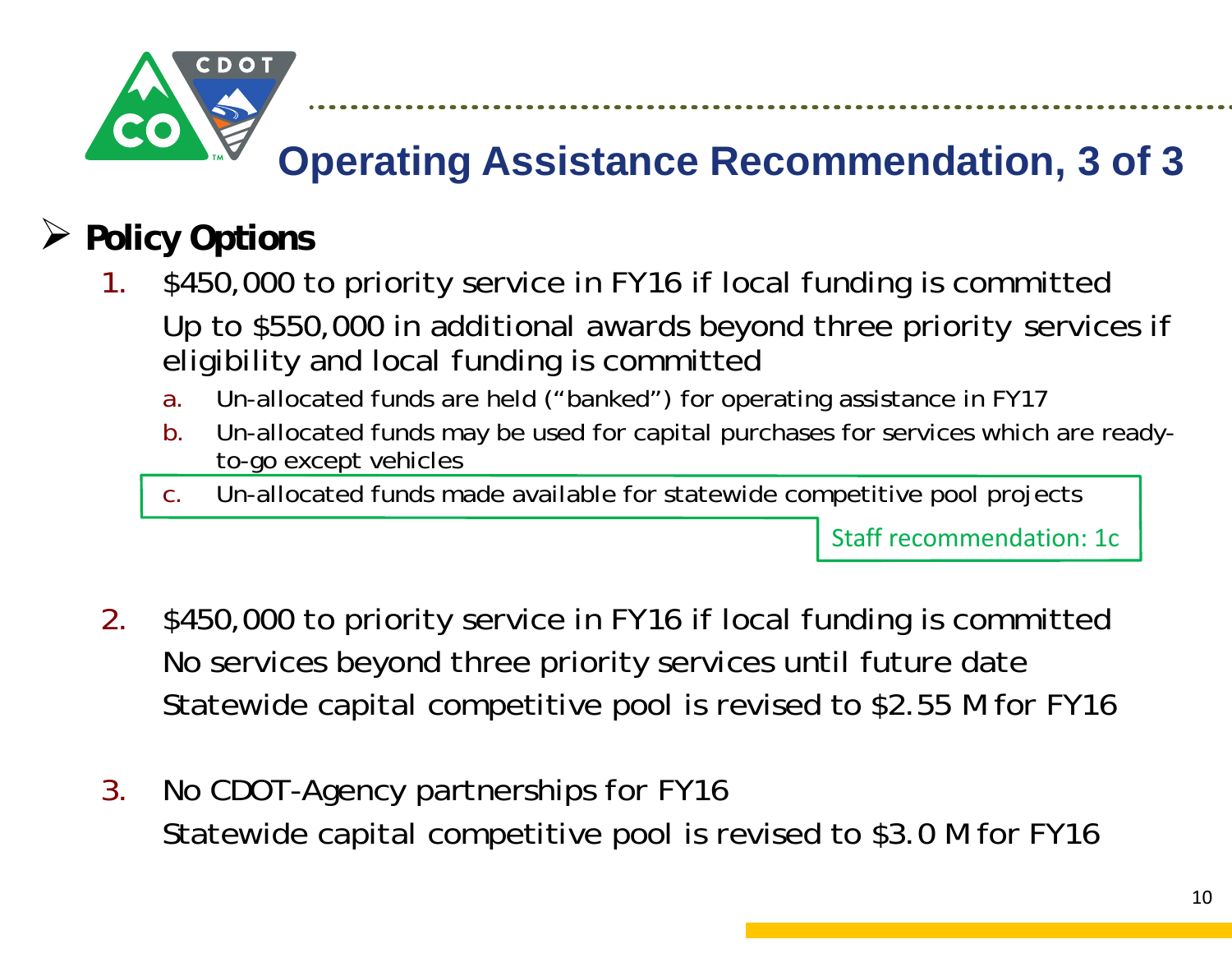# Operating Assistance Recommendation, 3 of 3

- **Policy Options**

1. $450,000 to priority service in FY16 if local funding is committed

   Up to $550,000 in additional awards beyond three priority services if eligibility and local funding is committed

   a. Un-allocated funds are held ("banked") for operating assistance in FY17

   b. Un-allocated funds may be used for capital purchases for services which are ready-to-go except vehicles

   c. Un-allocated funds made available for statewide competitive pool projects

   Staff recommendation: 1c

2. $450,000 to priority service in FY16 if local funding is committed

   No services beyond three priority services until future date

   Statewide capital competitive pool is revised to $2.55 M for FY16

3. No CDOT-Agency partnerships for FY16

   Statewide capital competitive pool is revised to $3.0 M for FY16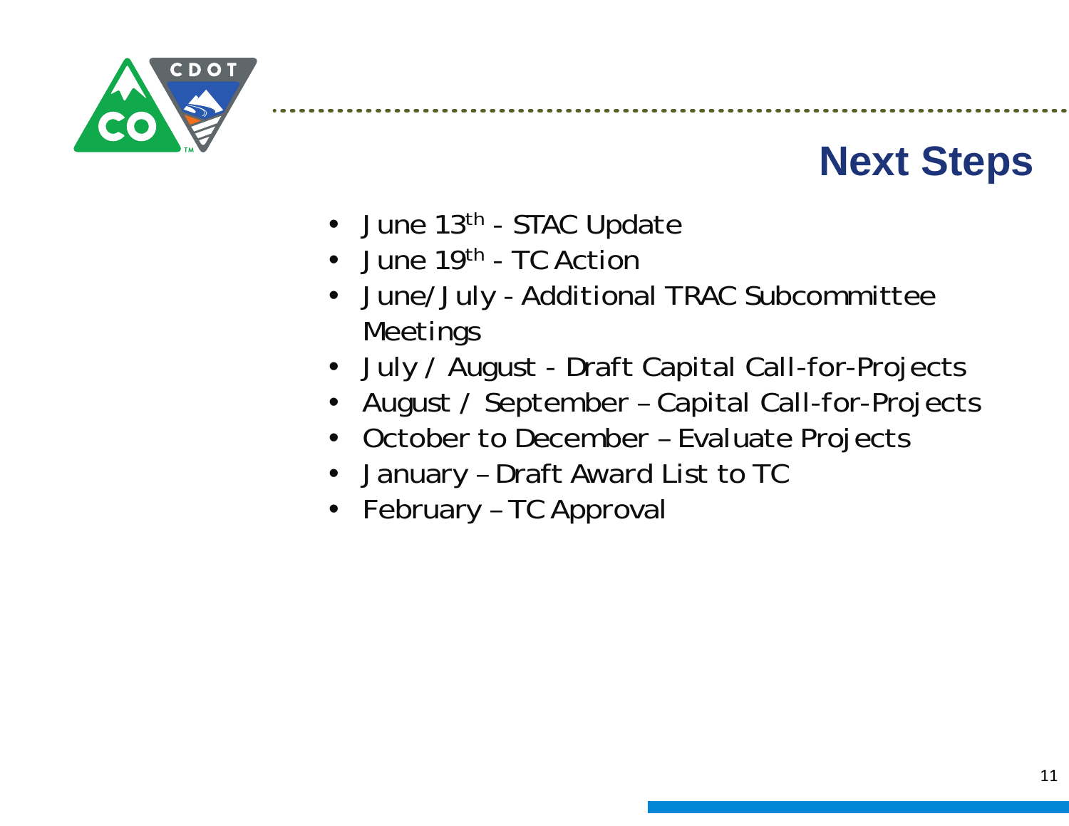# Next Steps

- June 13th - STAC Update
- June 19th - TC Action
- June/July - Additional TRAC Subcommittee Meetings
- July / August - Draft Capital Call-for-Projects
- August / September – Capital Call-for-Projects
- October to December – Evaluate Projects
- January – Draft Award List to TC
- February – TC Approval